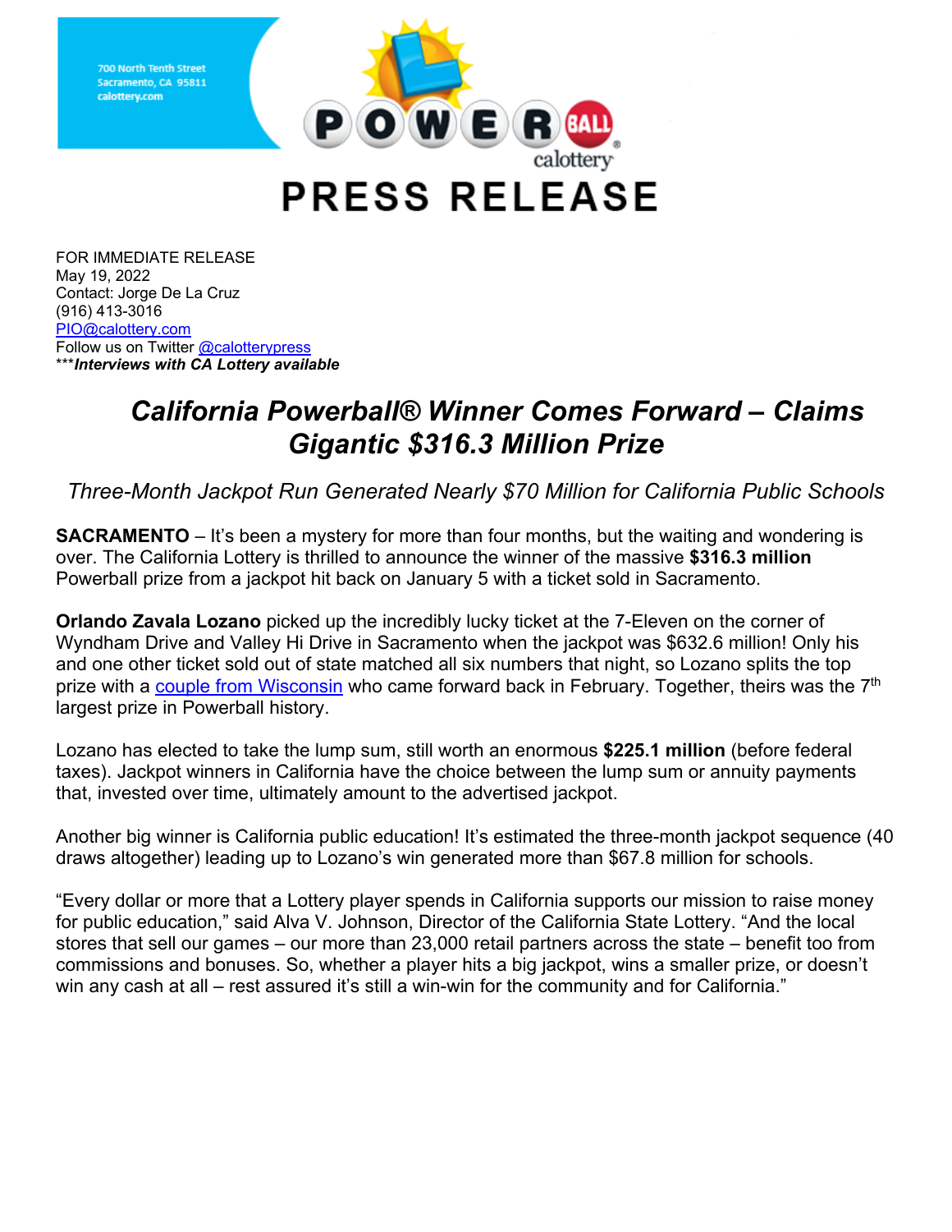700 North Tenth Street
Sacramento, CA 95811
calottery.com

POWERBALL calottery

# PRESS RELEASE

FOR IMMEDIATE RELEASE
May 19, 2022
Contact: Jorge De La Cruz
(916) 413-3016
PIO@calottery.com
Follow us on Twitter @calotterypress
****Interviews with CA Lottery available***

## *California Powerball® Winner Comes Forward – Claims Gigantic $316.3 Million Prize*

*Three-Month Jackpot Run Generated Nearly $70 Million for California Public Schools*

**SACRAMENTO** – It's been a mystery for more than four months, but the waiting and wondering is over. The California Lottery is thrilled to announce the winner of the massive **$316.3 million** Powerball prize from a jackpot hit back on January 5 with a ticket sold in Sacramento.

**Orlando Zavala Lozano** picked up the incredibly lucky ticket at the 7-Eleven on the corner of Wyndham Drive and Valley Hi Drive in Sacramento when the jackpot was $632.6 million! Only his and one other ticket sold out of state matched all six numbers that night, so Lozano splits the top prize with a couple from Wisconsin who came forward back in February. Together, theirs was the 7th largest prize in Powerball history.

Lozano has elected to take the lump sum, still worth an enormous **$225.1 million** (before federal taxes). Jackpot winners in California have the choice between the lump sum or annuity payments that, invested over time, ultimately amount to the advertised jackpot.

Another big winner is California public education! It's estimated the three-month jackpot sequence (40 draws altogether) leading up to Lozano's win generated more than $67.8 million for schools.

"Every dollar or more that a Lottery player spends in California supports our mission to raise money for public education," said Alva V. Johnson, Director of the California State Lottery. "And the local stores that sell our games – our more than 23,000 retail partners across the state – benefit too from commissions and bonuses. So, whether a player hits a big jackpot, wins a smaller prize, or doesn't win any cash at all – rest assured it's still a win-win for the community and for California."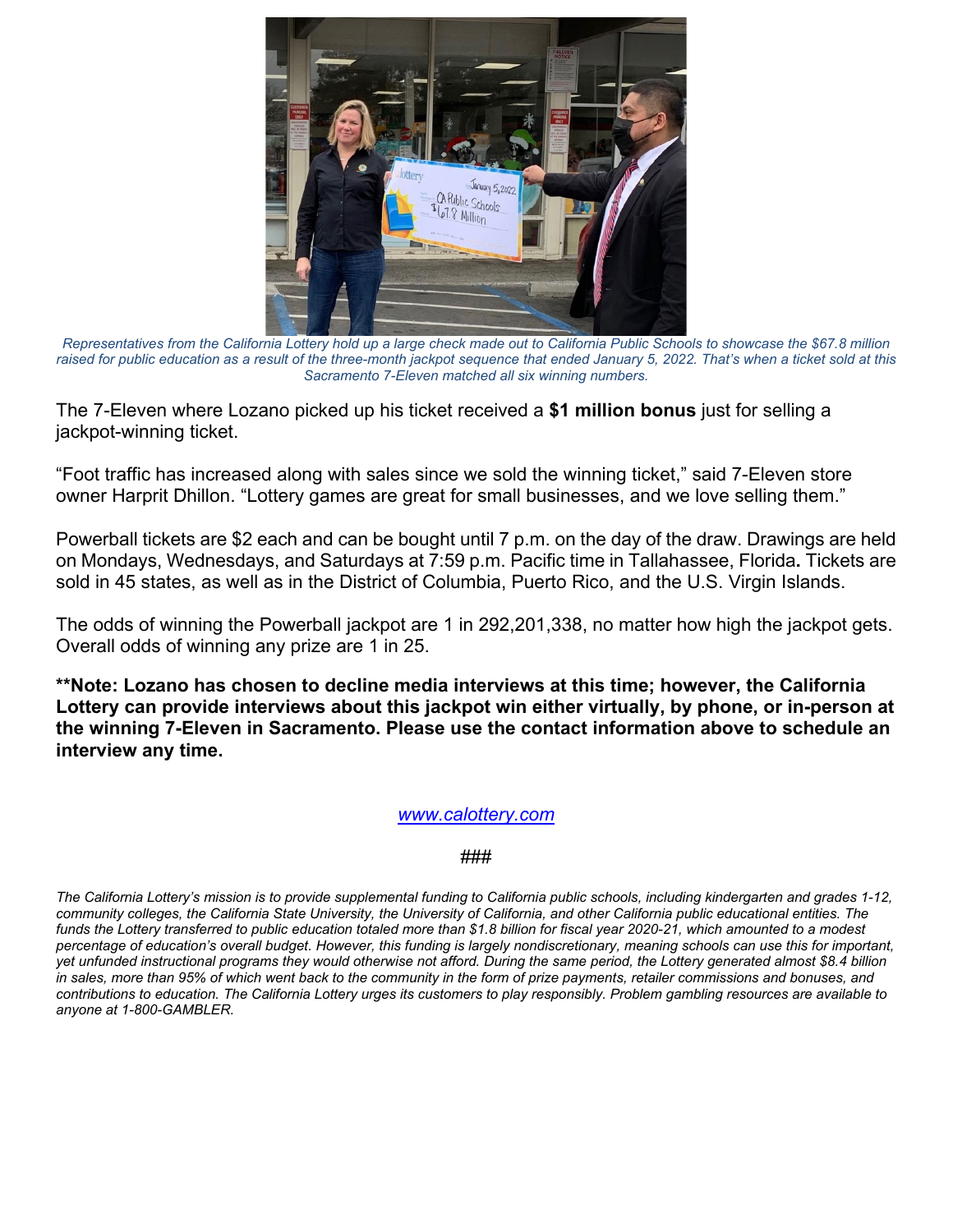*Representatives from the California Lottery hold up a large check made out to California Public Schools to showcase the $67.8 million raised for public education as a result of the three-month jackpot sequence that ended January 5, 2022. That's when a ticket sold at this Sacramento 7-Eleven matched all six winning numbers.*

The 7-Eleven where Lozano picked up his ticket received a **$1 million bonus** just for selling a jackpot-winning ticket.

"Foot traffic has increased along with sales since we sold the winning ticket," said 7-Eleven store owner Harprit Dhillon. "Lottery games are great for small businesses, and we love selling them."

Powerball tickets are $2 each and can be bought until 7 p.m. on the day of the draw. Drawings are held on Mondays, Wednesdays, and Saturdays at 7:59 p.m. Pacific time in Tallahassee, Florida**.** Tickets are sold in 45 states, as well as in the District of Columbia, Puerto Rico, and the U.S. Virgin Islands.

The odds of winning the Powerball jackpot are 1 in 292,201,338, no matter how high the jackpot gets. Overall odds of winning any prize are 1 in 25.

****Note: Lozano has chosen to decline media interviews at this time; however, the California Lottery can provide interviews about this jackpot win either virtually, by phone, or in-person at the winning 7-Eleven in Sacramento. Please use the contact information above to schedule an interview any time.**

[www.calottery.com](http://www.calottery.com)

###

*The California Lottery's mission is to provide supplemental funding to California public schools, including kindergarten and grades 1-12, community colleges, the California State University, the University of California, and other California public educational entities. The funds the Lottery transferred to public education totaled more than $1.8 billion for fiscal year 2020-21, which amounted to a modest percentage of education's overall budget. However, this funding is largely nondiscretionary, meaning schools can use this for important, yet unfunded instructional programs they would otherwise not afford. During the same period, the Lottery generated almost $8.4 billion in sales, more than 95% of which went back to the community in the form of prize payments, retailer commissions and bonuses, and contributions to education. The California Lottery urges its customers to play responsibly. Problem gambling resources are available to anyone at 1-800-GAMBLER.*